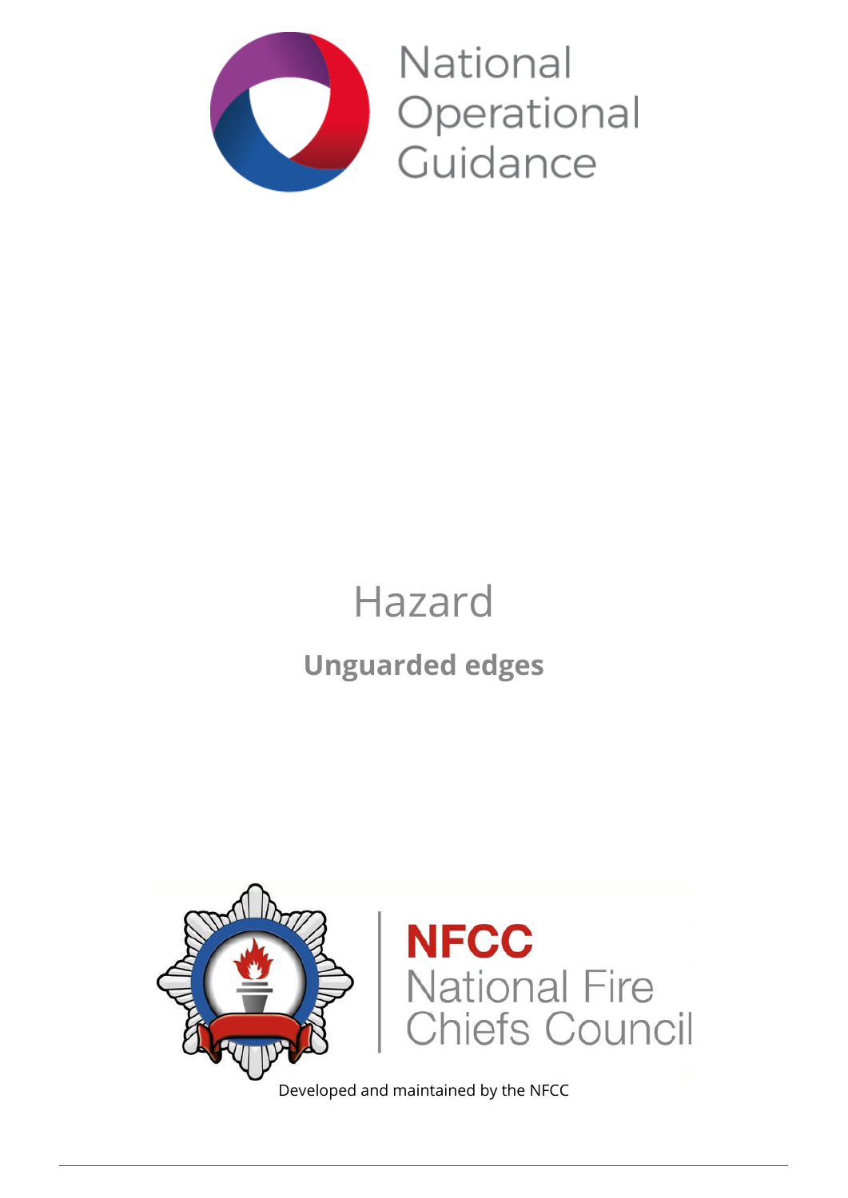National Operational Guidance

# Hazard

## Unguarded edges

NFCC National Fire Chiefs Council

Developed and maintained by the NFCC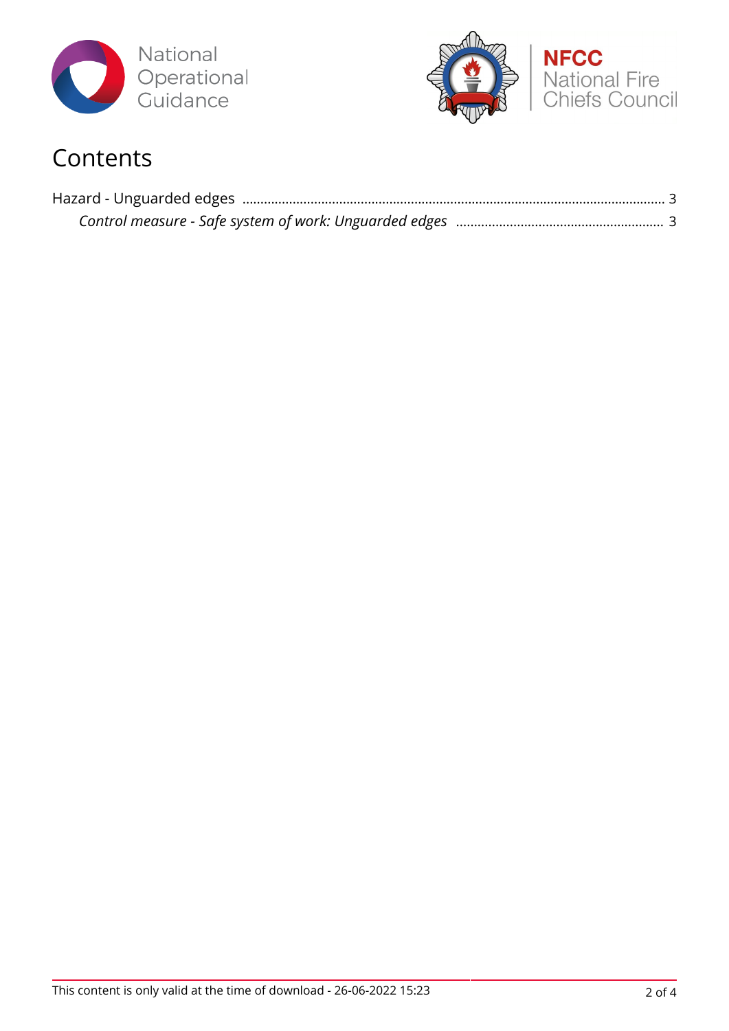# Contents

Hazard - Unguarded edges ........................................................................................................ 3

*Control measure - Safe system of work: Unguarded edges* ............................................................ 3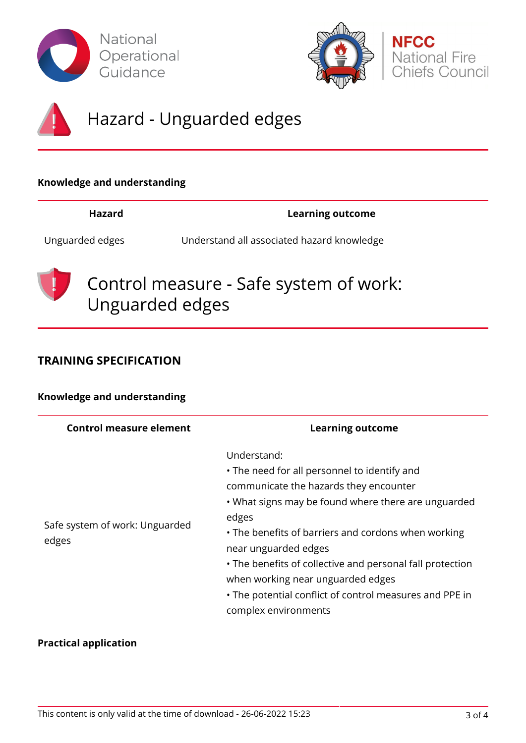# Hazard - Unguarded edges

**Knowledge and understanding**

| Hazard | Learning outcome |
|---|---|
| Unguarded edges | Understand all associated hazard knowledge |

# Control measure - Safe system of work: Unguarded edges

## TRAINING SPECIFICATION

**Knowledge and understanding**

| Control measure element | Learning outcome |
|---|---|
| Safe system of work: Unguarded edges | Understand:<br>• The need for all personnel to identify and communicate the hazards they encounter<br>• What signs may be found where there are unguarded edges<br>• The benefits of barriers and cordons when working near unguarded edges<br>• The benefits of collective and personal fall protection when working near unguarded edges<br>• The potential conflict of control measures and PPE in complex environments |

**Practical application**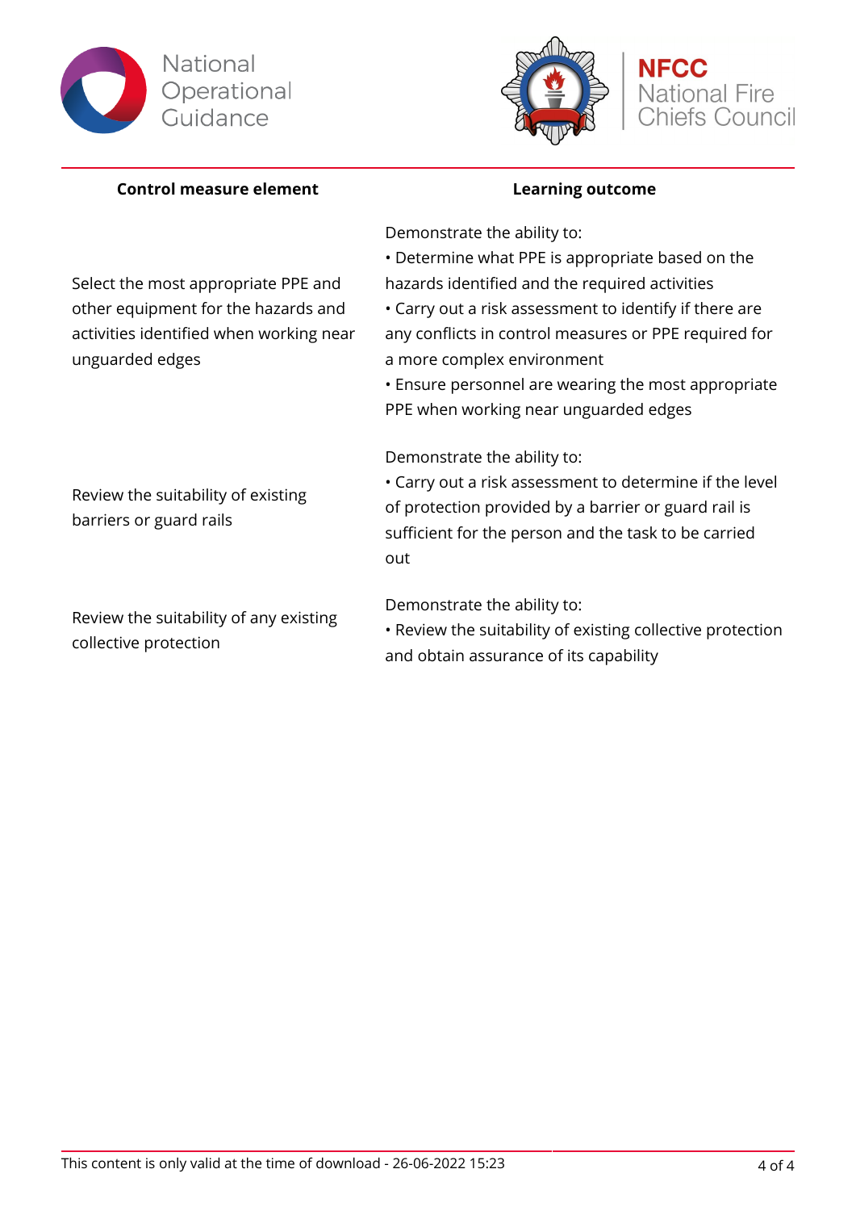| Control measure element | Learning outcome |
| --- | --- |
| Select the most appropriate PPE and other equipment for the hazards and activities identified when working near unguarded edges | Demonstrate the ability to:<br>• Determine what PPE is appropriate based on the hazards identified and the required activities<br>• Carry out a risk assessment to identify if there are any conflicts in control measures or PPE required for a more complex environment<br>• Ensure personnel are wearing the most appropriate PPE when working near unguarded edges |
| Review the suitability of existing barriers or guard rails | Demonstrate the ability to:<br>• Carry out a risk assessment to determine if the level of protection provided by a barrier or guard rail is sufficient for the person and the task to be carried out |
| Review the suitability of any existing collective protection | Demonstrate the ability to:<br>• Review the suitability of existing collective protection and obtain assurance of its capability |

This content is only valid at the time of download - 26-06-2022 15:23